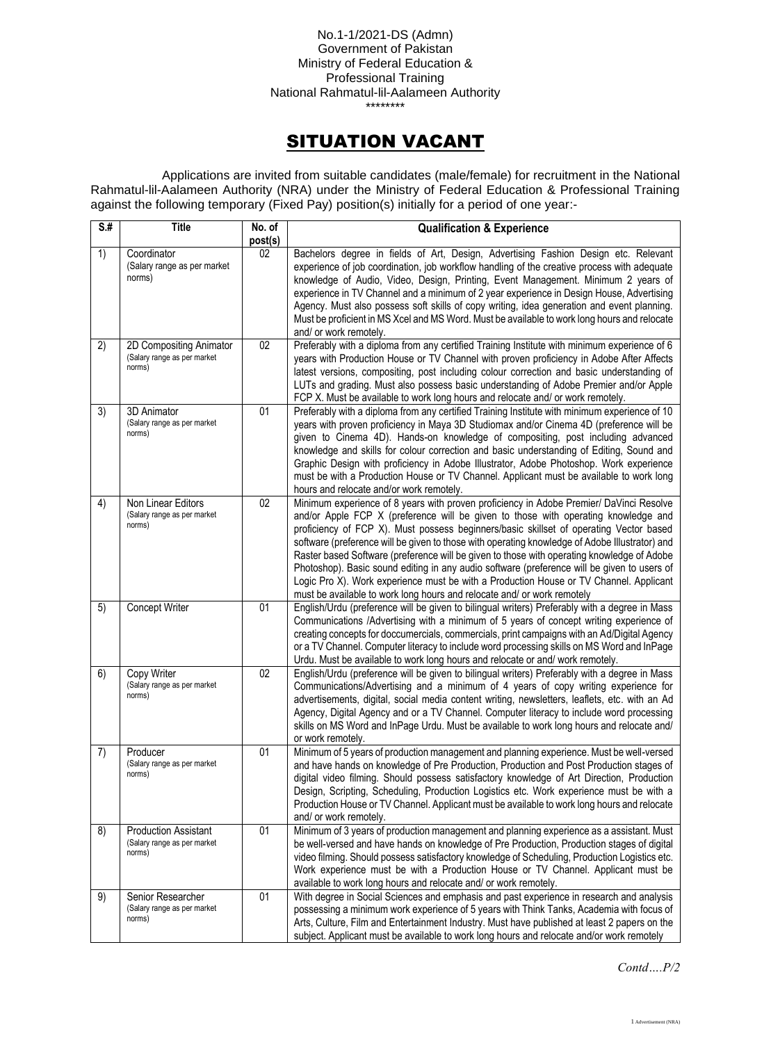No.1-1/2021-DS (Admn)
Government of Pakistan
Ministry of Federal Education &
Professional Training
National Rahmatul-lil-Aalameen Authority
********

# SITUATION VACANT

Applications are invited from suitable candidates (male/female) for recruitment in the National Rahmatul-lil-Aalameen Authority (NRA) under the Ministry of Federal Education & Professional Training against the following temporary (Fixed Pay) position(s) initially for a period of one year:-

| S.# | Title | No. of post(s) | Qualification & Experience |
|---|---|---|---|
| 1) | Coordinator (Salary range as per market norms) | 02 | Bachelors degree in fields of Art, Design, Advertising Fashion Design etc. Relevant experience of job coordination, job workflow handling of the creative process with adequate knowledge of Audio, Video, Design, Printing, Event Management. Minimum 2 years of experience in TV Channel and a minimum of 2 year experience in Design House, Advertising Agency. Must also possess soft skills of copy writing, idea generation and event planning. Must be proficient in MS Xcel and MS Word. Must be available to work long hours and relocate and/ or work remotely. |
| 2) | 2D Compositing Animator (Salary range as per market norms) | 02 | Preferably with a diploma from any certified Training Institute with minimum experience of 6 years with Production House or TV Channel with proven proficiency in Adobe After Affects latest versions, compositing, post including colour correction and basic understanding of LUTs and grading. Must also possess basic understanding of Adobe Premier and/or Apple FCP X. Must be available to work long hours and relocate and/ or work remotely. |
| 3) | 3D Animator (Salary range as per market norms) | 01 | Preferably with a diploma from any certified Training Institute with minimum experience of 10 years with proven proficiency in Maya 3D Studiomax and/or Cinema 4D (preference will be given to Cinema 4D). Hands-on knowledge of compositing, post including advanced knowledge and skills for colour correction and basic understanding of Editing, Sound and Graphic Design with proficiency in Adobe Illustrator, Adobe Photoshop. Work experience must be with a Production House or TV Channel. Applicant must be available to work long hours and relocate and/or work remotely. |
| 4) | Non Linear Editors (Salary range as per market norms) | 02 | Minimum experience of 8 years with proven proficiency in Adobe Premier/ DaVinci Resolve and/or Apple FCP X (preference will be given to those with operating knowledge and proficiency of FCP X). Must possess beginners/basic skillset of operating Vector based software (preference will be given to those with operating knowledge of Adobe Illustrator) and Raster based Software (preference will be given to those with operating knowledge of Adobe Photoshop). Basic sound editing in any audio software (preference will be given to users of Logic Pro X). Work experience must be with a Production House or TV Channel. Applicant must be available to work long hours and relocate and/ or work remotely |
| 5) | Concept Writer | 01 | English/Urdu (preference will be given to bilingual writers) Preferably with a degree in Mass Communications /Advertising with a minimum of 5 years of concept writing experience of creating concepts for doccumercials, commercials, print campaigns with an Ad/Digital Agency or a TV Channel. Computer literacy to include word processing skills on MS Word and InPage Urdu. Must be available to work long hours and relocate or and/ work remotely. |
| 6) | Copy Writer (Salary range as per market norms) | 02 | English/Urdu (preference will be given to bilingual writers) Preferably with a degree in Mass Communications/Advertising and a minimum of 4 years of copy writing experience for advertisements, digital, social media content writing, newsletters, leaflets, etc. with an Ad Agency, Digital Agency and or a TV Channel. Computer literacy to include word processing skills on MS Word and InPage Urdu. Must be available to work long hours and relocate and/ or work remotely. |
| 7) | Producer (Salary range as per market norms) | 01 | Minimum of 5 years of production management and planning experience. Must be well-versed and have hands on knowledge of Pre Production, Production and Post Production stages of digital video filming. Should possess satisfactory knowledge of Art Direction, Production Design, Scripting, Scheduling, Production Logistics etc. Work experience must be with a Production House or TV Channel. Applicant must be available to work long hours and relocate and/ or work remotely. |
| 8) | Production Assistant (Salary range as per market norms) | 01 | Minimum of 3 years of production management and planning experience as a assistant. Must be well-versed and have hands on knowledge of Pre Production, Production stages of digital video filming. Should possess satisfactory knowledge of Scheduling, Production Logistics etc. Work experience must be with a Production House or TV Channel. Applicant must be available to work long hours and relocate and/ or work remotely. |
| 9) | Senior Researcher (Salary range as per market norms) | 01 | With degree in Social Sciences and emphasis and past experience in research and analysis possessing a minimum work experience of 5 years with Think Tanks, Academia with focus of Arts, Culture, Film and Entertainment Industry. Must have published at least 2 papers on the subject. Applicant must be available to work long hours and relocate and/or work remotely |

*Contd….P/2*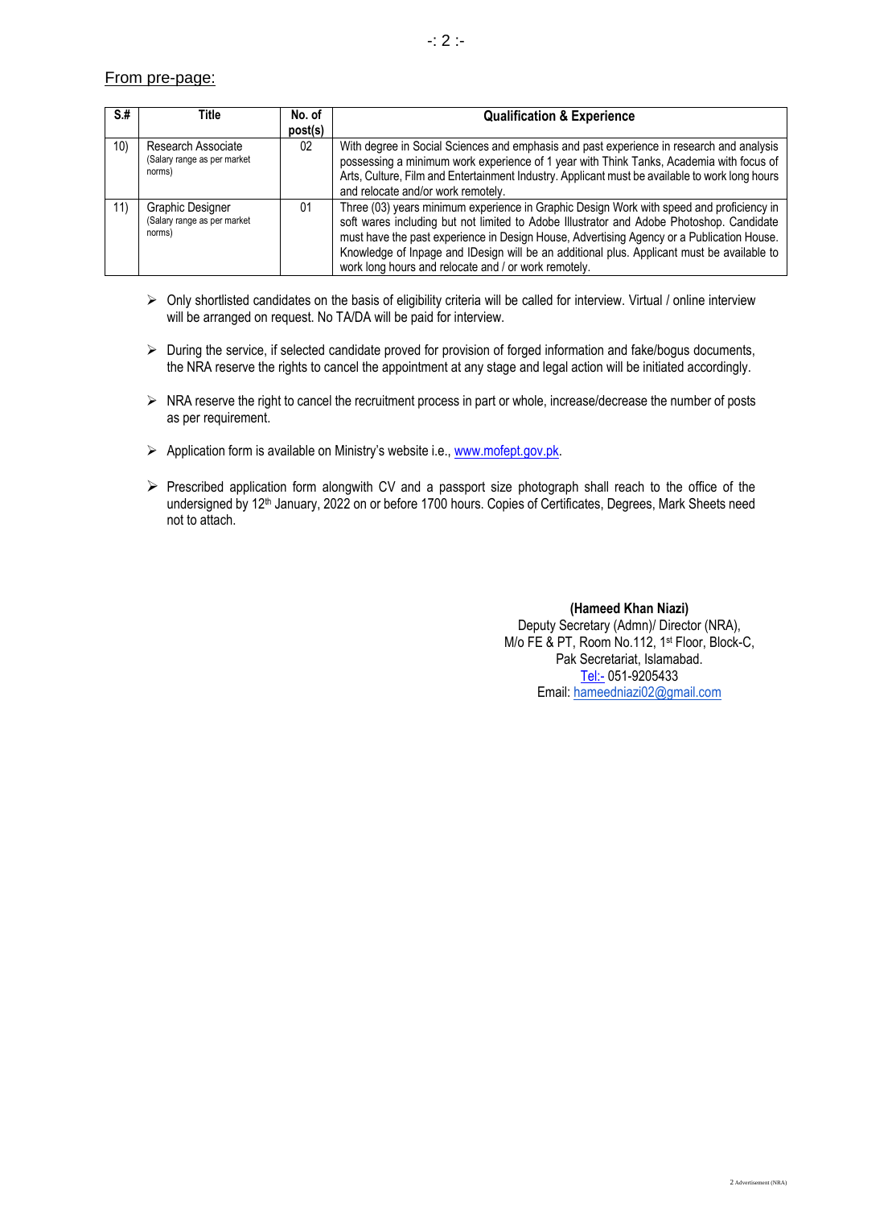From pre-page:

| S.# | Title | No. of post(s) | Qualification & Experience |
|---|---|---|---|
| 10) | Research Associate (Salary range as per market norms) | 02 | With degree in Social Sciences and emphasis and past experience in research and analysis possessing a minimum work experience of 1 year with Think Tanks, Academia with focus of Arts, Culture, Film and Entertainment Industry. Applicant must be available to work long hours and relocate and/or work remotely. |
| 11) | Graphic Designer (Salary range as per market norms) | 01 | Three (03) years minimum experience in Graphic Design Work with speed and proficiency in soft wares including but not limited to Adobe Illustrator and Adobe Photoshop. Candidate must have the past experience in Design House, Advertising Agency or a Publication House. Knowledge of Inpage and IDesign will be an additional plus. Applicant must be available to work long hours and relocate and / or work remotely. |

- Only shortlisted candidates on the basis of eligibility criteria will be called for interview. Virtual / online interview will be arranged on request. No TA/DA will be paid for interview.
- During the service, if selected candidate proved for provision of forged information and fake/bogus documents, the NRA reserve the rights to cancel the appointment at any stage and legal action will be initiated accordingly.
- NRA reserve the right to cancel the recruitment process in part or whole, increase/decrease the number of posts as per requirement.
- Application form is available on Ministry's website i.e., www.mofept.gov.pk.
- Prescribed application form alongwith CV and a passport size photograph shall reach to the office of the undersigned by 12th January, 2022 on or before 1700 hours. Copies of Certificates, Degrees, Mark Sheets need not to attach.

**(Hameed Khan Niazi)**
Deputy Secretary (Admn)/ Director (NRA),
M/o FE & PT, Room No.112, 1st Floor, Block-C,
Pak Secretariat, Islamabad.
Tel:- 051-9205433
Email: hameedniazi02@gmail.com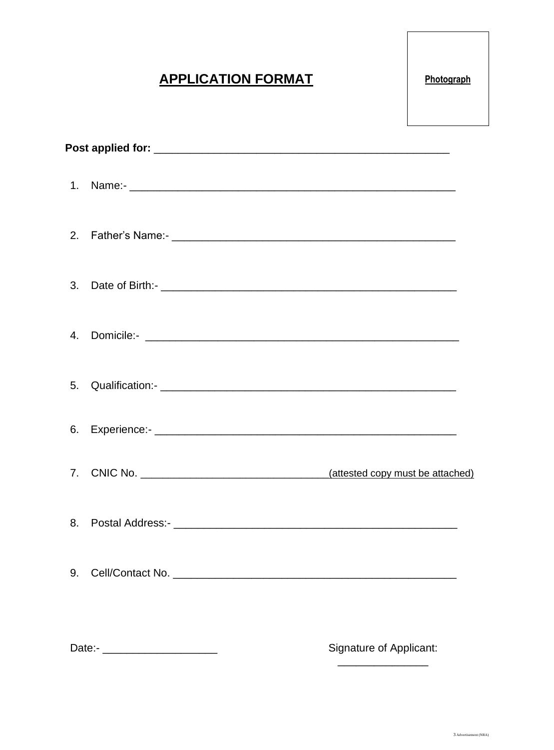# APPLICATION FORMAT

Photograph

**Post applied for:** _______________________________________________

1. Name:- ____________________________________________________
2. Father's Name:- ______________________________________________
3. Date of Birth:- _______________________________________________
4. Domicile:- ___________________________________________________
5. Qualification:- _______________________________________________
6. Experience:- _________________________________________________
7. CNIC No. ______________________________ (attested copy must be attached)
8. Postal Address:- ______________________________________________
9. Cell/Contact No. ______________________________________________

Date:- __________________

Signature of Applicant: _______________